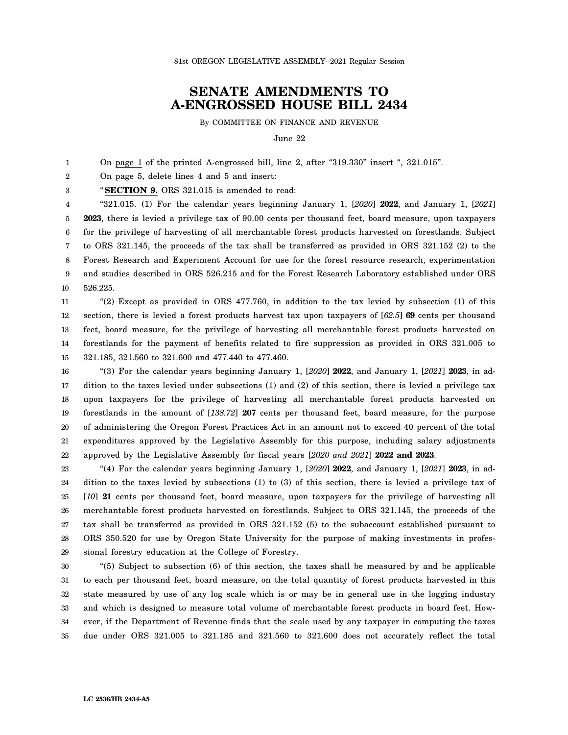81st OREGON LEGISLATIVE ASSEMBLY--2021 Regular Session

# SENATE AMENDMENTS TO A-ENGROSSED HOUSE BILL 2434

By COMMITTEE ON FINANCE AND REVENUE

June 22

On page 1 of the printed A-engrossed bill, line 2, after "319.330" insert ", 321.015".

On page 5, delete lines 4 and 5 and insert:

"**SECTION 9.** ORS 321.015 is amended to read:

"321.015. (1) For the calendar years beginning January 1, [*2020*] **2022**, and January 1, [*2021*] **2023**, there is levied a privilege tax of 90.00 cents per thousand feet, board measure, upon taxpayers for the privilege of harvesting of all merchantable forest products harvested on forestlands. Subject to ORS 321.145, the proceeds of the tax shall be transferred as provided in ORS 321.152 (2) to the Forest Research and Experiment Account for use for the forest resource research, experimentation and studies described in ORS 526.215 and for the Forest Research Laboratory established under ORS 526.225.

"(2) Except as provided in ORS 477.760, in addition to the tax levied by subsection (1) of this section, there is levied a forest products harvest tax upon taxpayers of [*62.5*] **69** cents per thousand feet, board measure, for the privilege of harvesting all merchantable forest products harvested on forestlands for the payment of benefits related to fire suppression as provided in ORS 321.005 to 321.185, 321.560 to 321.600 and 477.440 to 477.460.

"(3) For the calendar years beginning January 1, [*2020*] **2022**, and January 1, [*2021*] **2023**, in addition to the taxes levied under subsections (1) and (2) of this section, there is levied a privilege tax upon taxpayers for the privilege of harvesting all merchantable forest products harvested on forestlands in the amount of [*138.72*] **207** cents per thousand feet, board measure, for the purpose of administering the Oregon Forest Practices Act in an amount not to exceed 40 percent of the total expenditures approved by the Legislative Assembly for this purpose, including salary adjustments approved by the Legislative Assembly for fiscal years [*2020 and 2021*] **2022 and 2023**.

"(4) For the calendar years beginning January 1, [*2020*] **2022**, and January 1, [*2021*] **2023**, in addition to the taxes levied by subsections (1) to (3) of this section, there is levied a privilege tax of [*10*] **21** cents per thousand feet, board measure, upon taxpayers for the privilege of harvesting all merchantable forest products harvested on forestlands. Subject to ORS 321.145, the proceeds of the tax shall be transferred as provided in ORS 321.152 (5) to the subaccount established pursuant to ORS 350.520 for use by Oregon State University for the purpose of making investments in professional forestry education at the College of Forestry.

"(5) Subject to subsection (6) of this section, the taxes shall be measured by and be applicable to each per thousand feet, board measure, on the total quantity of forest products harvested in this state measured by use of any log scale which is or may be in general use in the logging industry and which is designed to measure total volume of merchantable forest products in board feet. However, if the Department of Revenue finds that the scale used by any taxpayer in computing the taxes due under ORS 321.005 to 321.185 and 321.560 to 321.600 does not accurately reflect the total

LC 2536/HB 2434-A5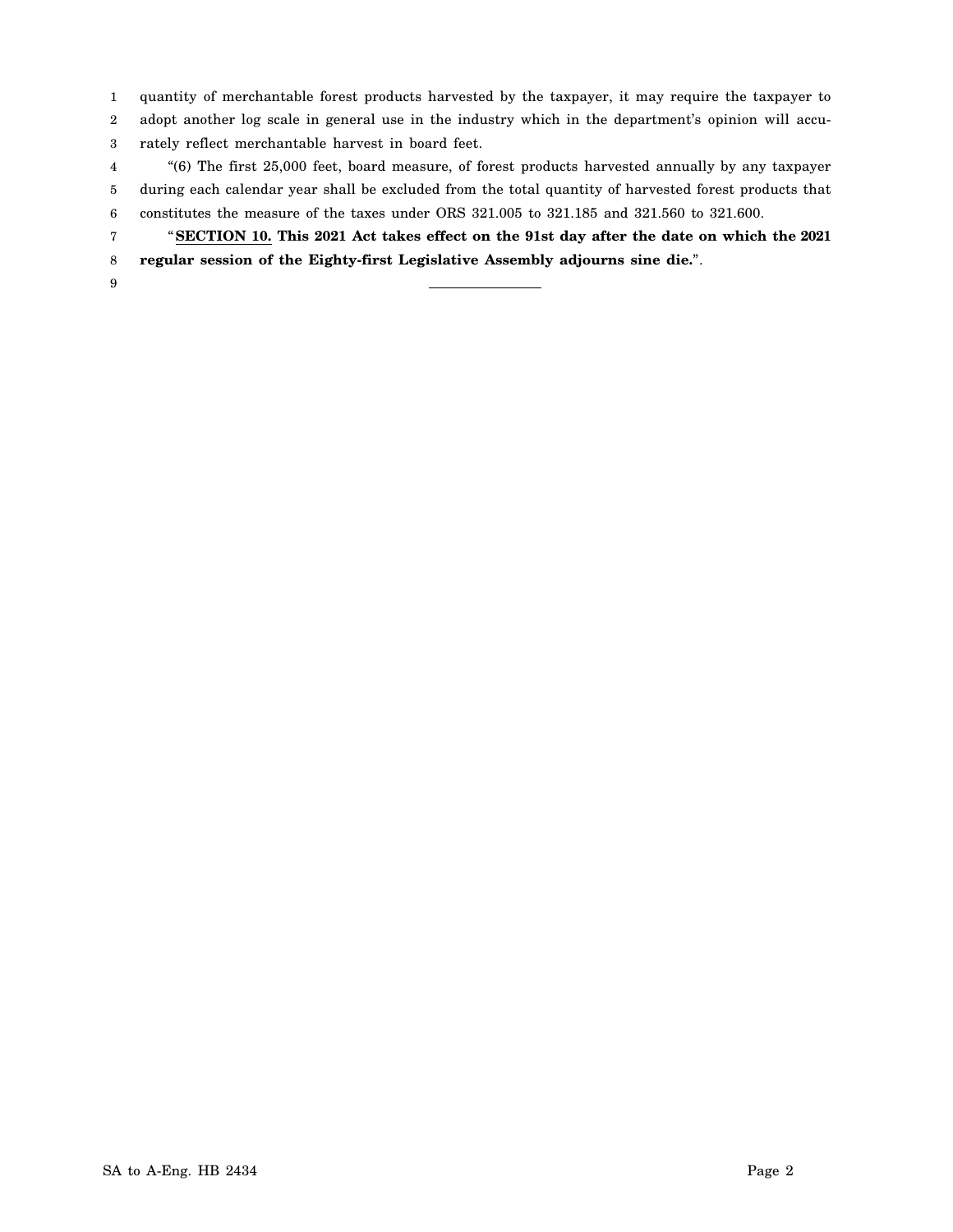quantity of merchantable forest products harvested by the taxpayer, it may require the taxpayer to adopt another log scale in general use in the industry which in the department's opinion will accurately reflect merchantable harvest in board feet.

"(6) The first 25,000 feet, board measure, of forest products harvested annually by any taxpayer during each calendar year shall be excluded from the total quantity of harvested forest products that constitutes the measure of the taxes under ORS 321.005 to 321.185 and 321.560 to 321.600.

"**SECTION 10. This 2021 Act takes effect on the 91st day after the date on which the 2021 regular session of the Eighty-first Legislative Assembly adjourns sine die.**".

---